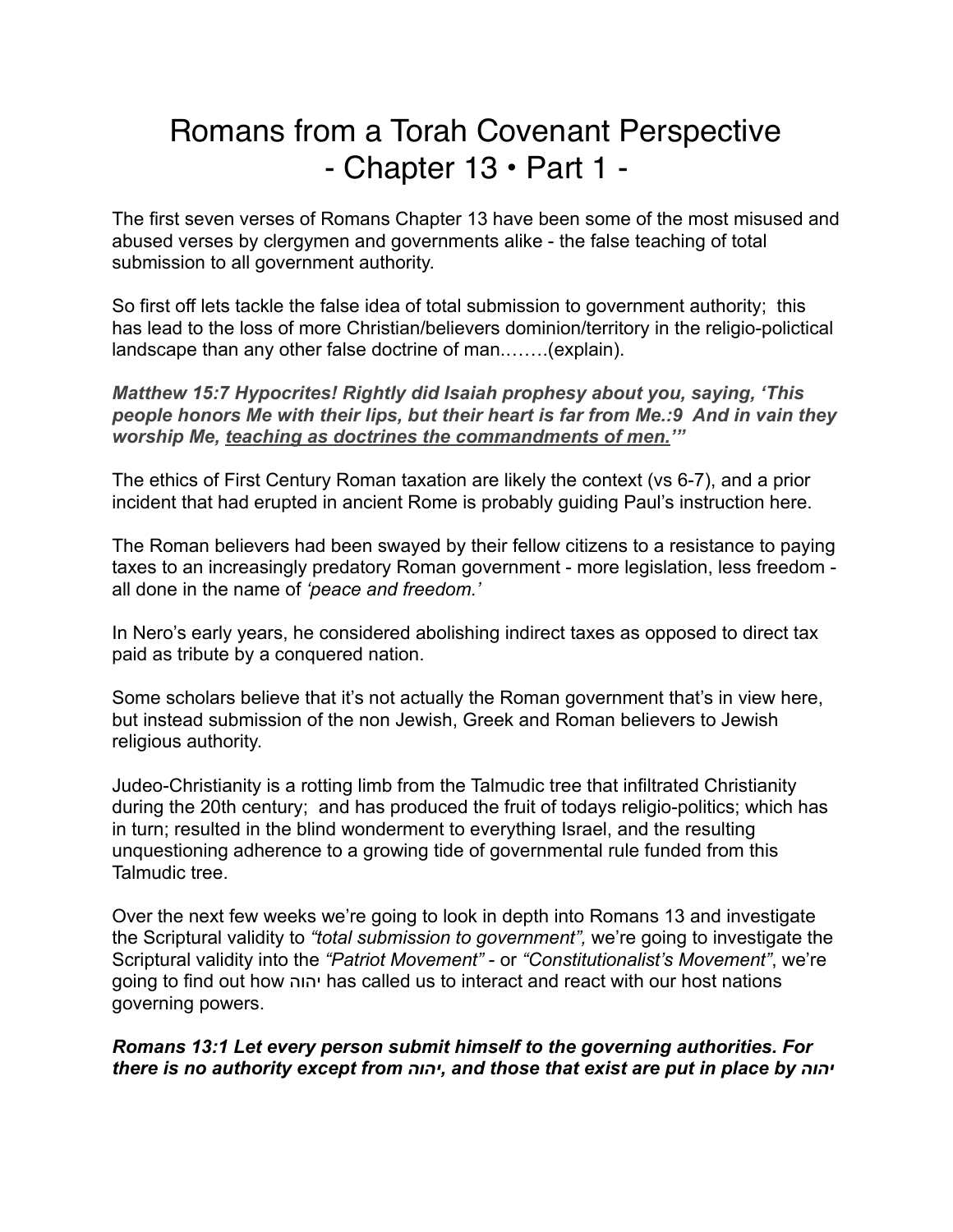# Romans from a Torah Covenant Perspective
# - Chapter 13 • Part 1 -

The first seven verses of Romans Chapter 13 have been some of the most misused and abused verses by clergymen and governments alike - the false teaching of total submission to all government authority.

So first off lets tackle the false idea of total submission to government authority;  this has lead to the loss of more Christian/believers dominion/territory in the religio-polictical landscape than any other false doctrine of man……..(explain).

***Matthew 15:7 Hypocrites! Rightly did Isaiah prophesy about you, saying, 'This people honors Me with their lips, but their heart is far from Me.:9  And in vain they worship Me, <u>teaching as doctrines the commandments of men.</u>'"***

The ethics of First Century Roman taxation are likely the context (vs 6-7), and a prior incident that had erupted in ancient Rome is probably guiding Paul's instruction here.

The Roman believers had been swayed by their fellow citizens to a resistance to paying taxes to an increasingly predatory Roman government - more legislation, less freedom - all done in the name of *'peace and freedom.'*

In Nero's early years, he considered abolishing indirect taxes as opposed to direct tax paid as tribute by a conquered nation.

Some scholars believe that it's not actually the Roman government that's in view here, but instead submission of the non Jewish, Greek and Roman believers to Jewish religious authority.

Judeo-Christianity is a rotting limb from the Talmudic tree that infiltrated Christianity during the 20th century;  and has produced the fruit of todays religio-politics; which has in turn; resulted in the blind wonderment to everything Israel, and the resulting unquestioning adherence to a growing tide of governmental rule funded from this Talmudic tree.

Over the next few weeks we're going to look in depth into Romans 13 and investigate the Scriptural validity to *"total submission to government",* we're going to investigate the Scriptural validity into the *"Patriot Movement"* - or *"Constitutionalist's Movement"*, we're going to find out how יהוה has called us to interact and react with our host nations governing powers.

***Romans 13:1 Let every person submit himself to the governing authorities. For there is no authority except from יהוה, and those that exist are put in place by יהוה***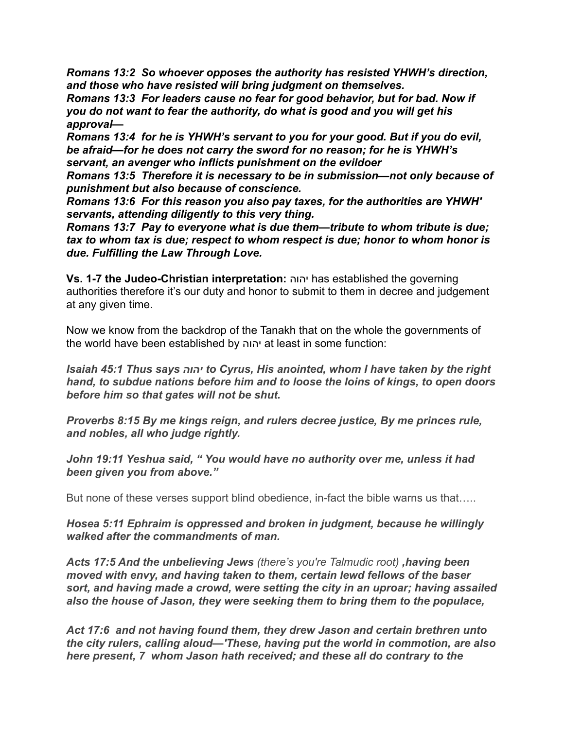***Romans 13:2  So whoever opposes the authority has resisted YHWH's direction, and those who have resisted will bring judgment on themselves.***
***Romans 13:3  For leaders cause no fear for good behavior, but for bad. Now if you do not want to fear the authority, do what is good and you will get his approval—***
***Romans 13:4  for he is YHWH's servant to you for your good. But if you do evil, be afraid—for he does not carry the sword for no reason; for he is YHWH's servant, an avenger who inflicts punishment on the evildoer***
***Romans 13:5  Therefore it is necessary to be in submission—not only because of punishment but also because of conscience.***
***Romans 13:6  For this reason you also pay taxes, for the authorities are YHWH' servants, attending diligently to this very thing.***
***Romans 13:7  Pay to everyone what is due them—tribute to whom tribute is due; tax to whom tax is due; respect to whom respect is due; honor to whom honor is due. Fulfilling the Law Through Love.***

**Vs. 1-7 the Judeo-Christian interpretation:** יהוה has established the governing authorities therefore it's our duty and honor to submit to them in decree and judgement at any given time.

Now we know from the backdrop of the Tanakh that on the whole the governments of the world have been established by יהוה at least in some function:

***Isaiah 45:1 Thus says יהוה to Cyrus, His anointed, whom I have taken by the right hand, to subdue nations before him and to loose the loins of kings, to open doors before him so that gates will not be shut.***

***Proverbs 8:15 By me kings reign, and rulers decree justice, By me princes rule, and nobles, all who judge rightly.***

***John 19:11 Yeshua said, " You would have no authority over me, unless it had been given you from above."***

But none of these verses support blind obedience, in-fact the bible warns us that…..

***Hosea 5:11 Ephraim is oppressed and broken in judgment, because he willingly walked after the commandments of man.***

***Acts 17:5 And the unbelieving Jews*** *(there's you're Talmudic root)* ***,having been moved with envy, and having taken to them, certain lewd fellows of the baser sort, and having made a crowd, were setting the city in an uproar; having assailed also the house of Jason, they were seeking them to bring them to the populace,***

***Act 17:6  and not having found them, they drew Jason and certain brethren unto the city rulers, calling aloud—'These, having put the world in commotion, are also here present, 7  whom Jason hath received; and these all do contrary to the***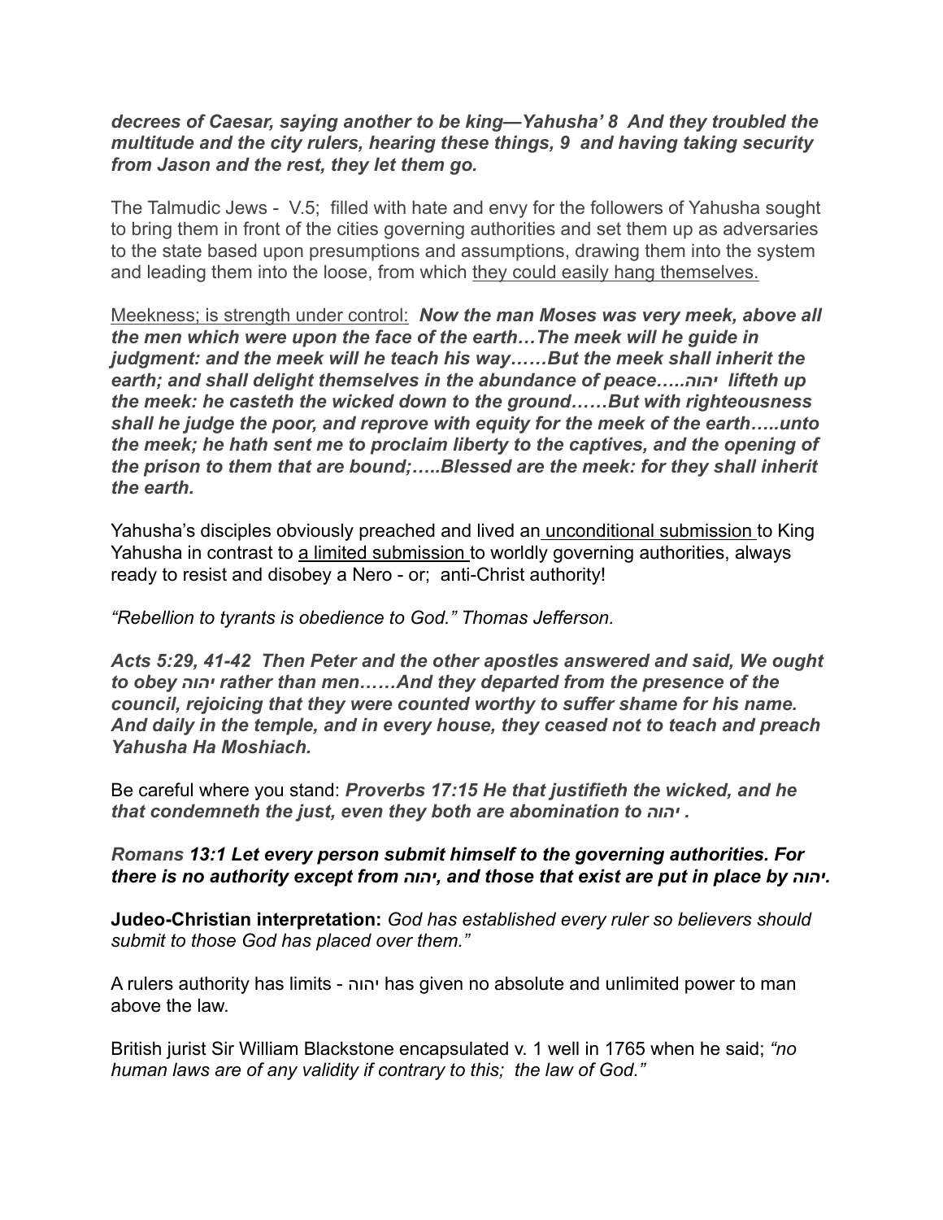***decrees of Caesar, saying another to be king—Yahusha' 8 And they troubled the multitude and the city rulers, hearing these things, 9 and having taking security from Jason and the rest, they let them go.***

The Talmudic Jews - V.5; filled with hate and envy for the followers of Yahusha sought to bring them in front of the cities governing authorities and set them up as adversaries to the state based upon presumptions and assumptions, drawing them into the system and leading them into the loose, from which <u>they could easily hang themselves.</u>

<u>Meekness; is strength under control:</u> ***Now the man Moses was very meek, above all the men which were upon the face of the earth…The meek will he guide in judgment: and the meek will he teach his way……But the meek shall inherit the earth; and shall delight themselves in the abundance of peace…..יהוה lifteth up the meek: he casteth the wicked down to the ground……But with righteousness shall he judge the poor, and reprove with equity for the meek of the earth…..unto the meek; he hath sent me to proclaim liberty to the captives, and the opening of the prison to them that are bound;…..Blessed are the meek: for they shall inherit the earth.***

Yahusha's disciples obviously preached and lived an <u>unconditional submission</u> to King Yahusha in contrast to <u>a limited submission</u> to worldly governing authorities, always ready to resist and disobey a Nero - or; anti-Christ authority!

*"Rebellion to tyrants is obedience to God." Thomas Jefferson.*

***Acts 5:29, 41-42 Then Peter and the other apostles answered and said, We ought to obey יהוה rather than men……And they departed from the presence of the council, rejoicing that they were counted worthy to suffer shame for his name. And daily in the temple, and in every house, they ceased not to teach and preach Yahusha Ha Moshiach.***

Be careful where you stand: ***Proverbs 17:15 He that justifieth the wicked, and he that condemneth the just, even they both are abomination to יהוה .***

***Romans 13:1 Let every person submit himself to the governing authorities. For there is no authority except from יהוה, and those that exist are put in place by יהוה.***

**Judeo-Christian interpretation:** *God has established every ruler so believers should submit to those God has placed over them."*

A rulers authority has limits - יהוה has given no absolute and unlimited power to man above the law.

British jurist Sir William Blackstone encapsulated v. 1 well in 1765 when he said; *"no human laws are of any validity if contrary to this; the law of God."*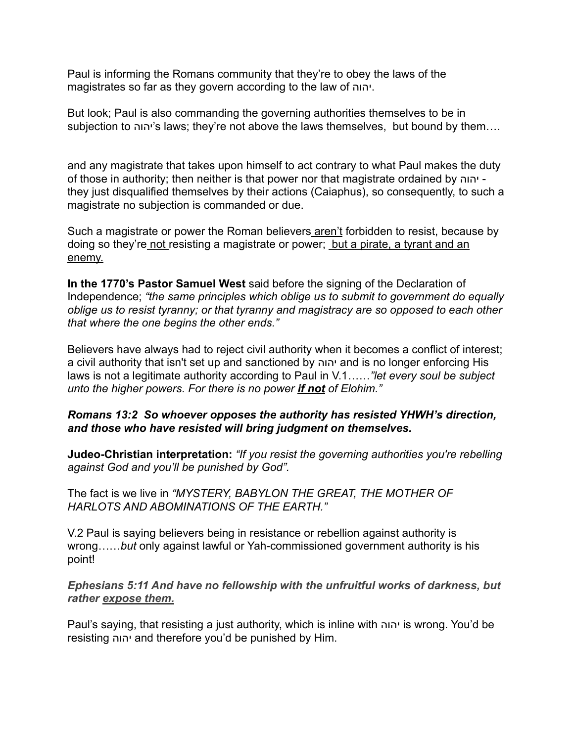Paul is informing the Romans community that they're to obey the laws of the magistrates so far as they govern according to the law of יהוה.

But look; Paul is also commanding the governing authorities themselves to be in subjection to יהוה's laws; they're not above the laws themselves,  but bound by them….

and any magistrate that takes upon himself to act contrary to what Paul makes the duty of those in authority; then neither is that power nor that magistrate ordained by יהוה - they just disqualified themselves by their actions (Caiaphus), so consequently, to such a magistrate no subjection is commanded or due.

Such a magistrate or power the Roman believers <u>aren't</u> forbidden to resist, because by doing so they're <u>not</u> resisting a magistrate or power;  <u>but a pirate, a tyrant and an enemy.</u>

**In the 1770's Pastor Samuel West** said before the signing of the Declaration of Independence; *"the same principles which oblige us to submit to government do equally oblige us to resist tyranny; or that tyranny and magistracy are so opposed to each other that where the one begins the other ends."*

Believers have always had to reject civil authority when it becomes a conflict of interest; a civil authority that isn't set up and sanctioned by יהוה and is no longer enforcing His laws is not a legitimate authority according to Paul in V.1……*"let every soul be subject unto the higher powers. For there is no power **<u>if not</u>** of Elohim."*

***Romans 13:2  So whoever opposes the authority has resisted YHWH's direction, and those who have resisted will bring judgment on themselves.***

**Judeo-Christian interpretation:** *"If you resist the governing authorities you're rebelling against God and you'll be punished by God".*

The fact is we live in *"MYSTERY, BABYLON THE GREAT, THE MOTHER OF HARLOTS AND ABOMINATIONS OF THE EARTH."*

V.2 Paul is saying believers being in resistance or rebellion against authority is wrong……*but* only against lawful or Yah-commissioned government authority is his point!

***Ephesians 5:11 And have no fellowship with the unfruitful works of darkness, but rather <u>expose them.</u>***

Paul's saying, that resisting a just authority, which is inline with יהוה is wrong. You'd be resisting יהוה and therefore you'd be punished by Him.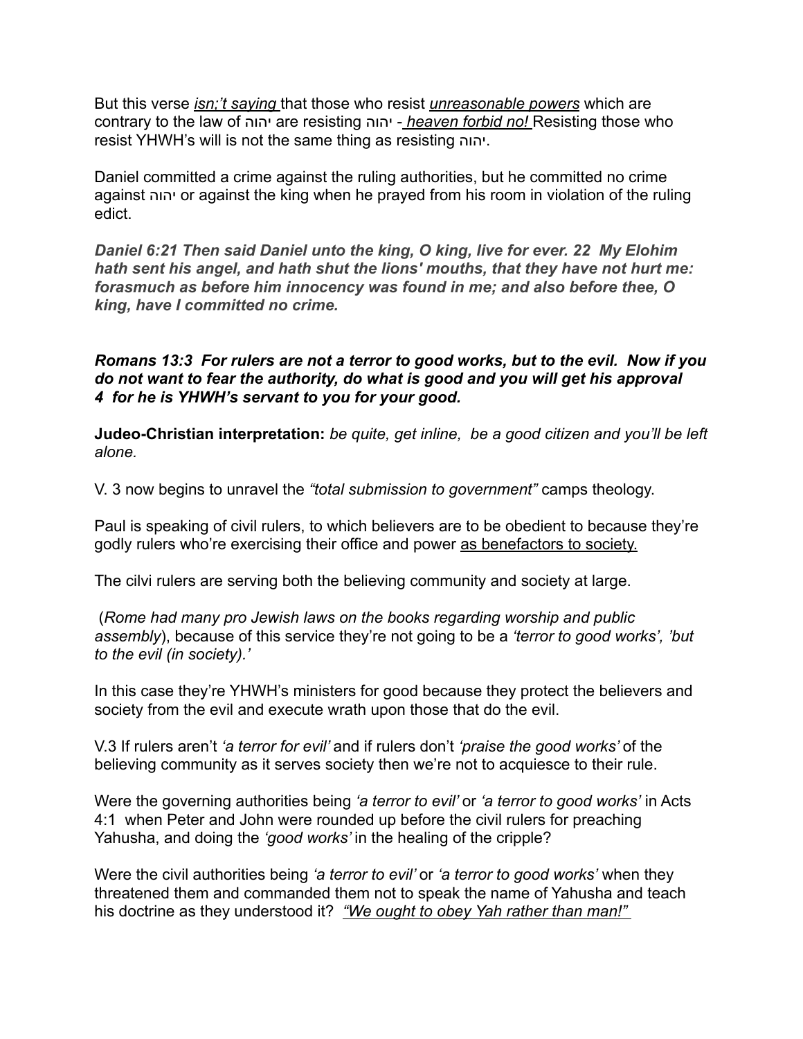But this verse *isn;'t saying* that those who resist *unreasonable powers* which are contrary to the law of יהוה are resisting יהוה - *heaven forbid no!* Resisting those who resist YHWH's will is not the same thing as resisting יהוה.

Daniel committed a crime against the ruling authorities, but he committed no crime against יהוה or against the king when he prayed from his room in violation of the ruling edict.

***Daniel 6:21 Then said Daniel unto the king, O king, live for ever. 22 My Elohim hath sent his angel, and hath shut the lions' mouths, that they have not hurt me: forasmuch as before him innocency was found in me; and also before thee, O king, have I committed no crime.***

***Romans 13:3 For rulers are not a terror to good works, but to the evil. Now if you do not want to fear the authority, do what is good and you will get his approval 4 for he is YHWH's servant to you for your good.***

**Judeo-Christian interpretation:** *be quite, get inline, be a good citizen and you'll be left alone.*

V. 3 now begins to unravel the *"total submission to government"* camps theology.

Paul is speaking of civil rulers, to which believers are to be obedient to because they're godly rulers who're exercising their office and power as benefactors to society.

The cilvi rulers are serving both the believing community and society at large.

(*Rome had many pro Jewish laws on the books regarding worship and public assembly*), because of this service they're not going to be a *'terror to good works', 'but to the evil (in society).'*

In this case they're YHWH's ministers for good because they protect the believers and society from the evil and execute wrath upon those that do the evil.

V.3 If rulers aren't *'a terror for evil'* and if rulers don't *'praise the good works'* of the believing community as it serves society then we're not to acquiesce to their rule.

Were the governing authorities being *'a terror to evil'* or *'a terror to good works'* in Acts 4:1 when Peter and John were rounded up before the civil rulers for preaching Yahusha, and doing the *'good works'* in the healing of the cripple?

Were the civil authorities being *'a terror to evil'* or *'a terror to good works'* when they threatened them and commanded them not to speak the name of Yahusha and teach his doctrine as they understood it? *"We ought to obey Yah rather than man!"*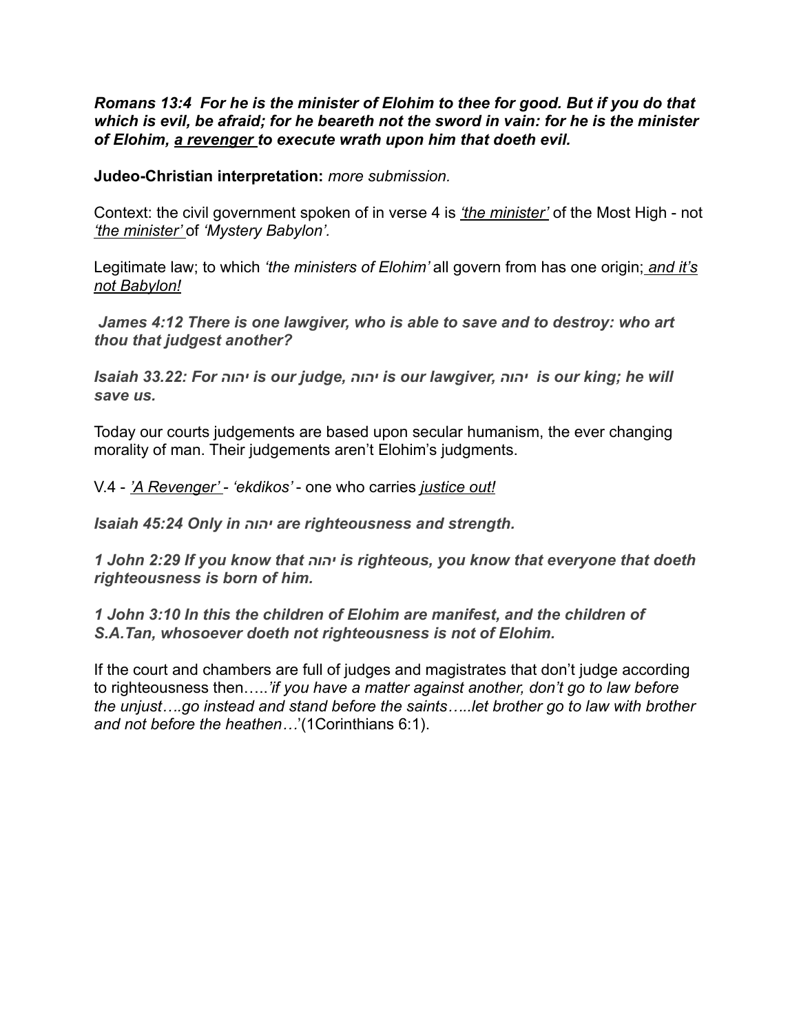***Romans 13:4  For he is the minister of Elohim to thee for good. But if you do that which is evil, be afraid; for he beareth not the sword in vain: for he is the minister of Elohim, <u>a revenger</u> to execute wrath upon him that doeth evil.***

**Judeo-Christian interpretation:** *more submission.*

Context: the civil government spoken of in verse 4 is <u>*'the minister'*</u> of the Most High - not <u>*'the minister'*</u> of *'Mystery Babylon'.*

Legitimate law; to which *'the ministers of Elohim'* all govern from has one origin; <u>*and it's not Babylon!*</u>

***James 4:12 There is one lawgiver, who is able to save and to destroy: who art thou that judgest another?***

***Isaiah 33.22: For יהוה is our judge, יהוה is our lawgiver, יהוה is our king; he will save us.***

Today our courts judgements are based upon secular humanism, the ever changing morality of man. Their judgements aren't Elohim's judgments.

V.4 - <u>*'A Revenger'*</u> - *'ekdikos'* - one who carries <u>*justice out!*</u>

***Isaiah 45:24 Only in יהוה are righteousness and strength.***

***1 John 2:29 If you know that יהוה is righteous, you know that everyone that doeth righteousness is born of him.***

***1 John 3:10 In this the children of Elohim are manifest, and the children of S.A.Tan, whosoever doeth not righteousness is not of Elohim.***

If the court and chambers are full of judges and magistrates that don't judge according to righteousness then…..*'if you have a matter against another, don't go to law before the unjust….go instead and stand before the saints…..let brother go to law with brother and not before the heathen…'*(1Corinthians 6:1).